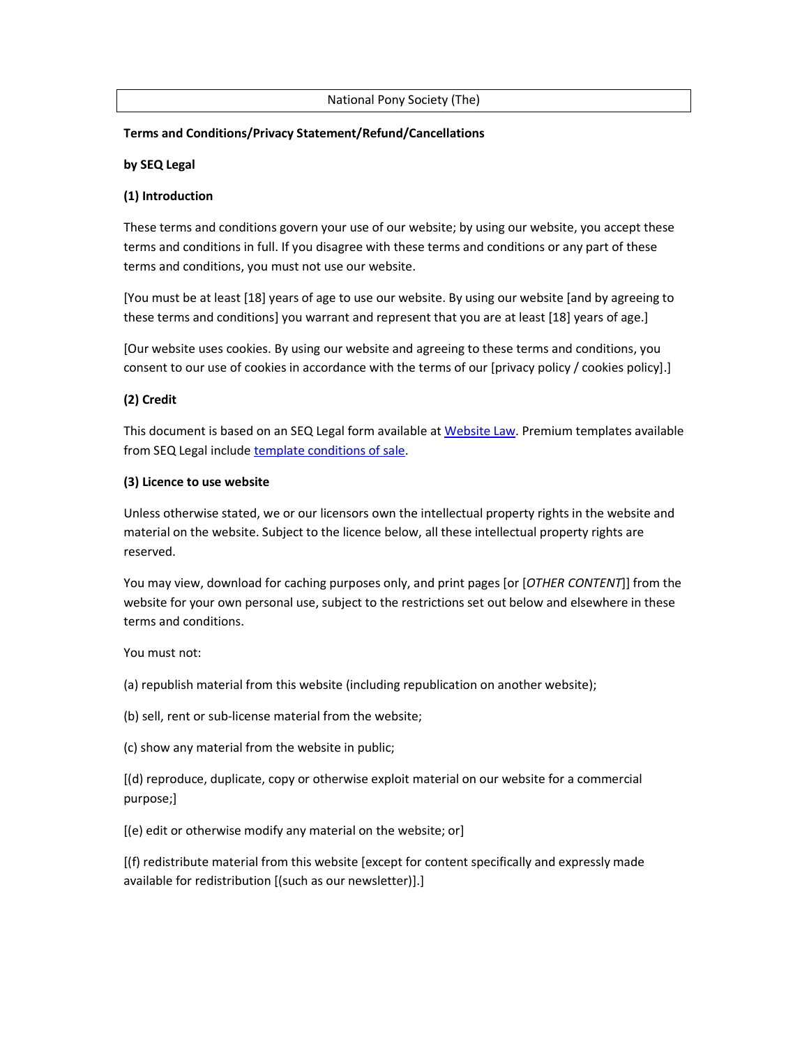National Pony Society (The)

**Terms and Conditions/Privacy Statement/Refund/Cancellations**

**by SEQ Legal**

**(1) Introduction**

These terms and conditions govern your use of our website; by using our website, you accept these terms and conditions in full. If you disagree with these terms and conditions or any part of these terms and conditions, you must not use our website.

[You must be at least [18] years of age to use our website. By using our website [and by agreeing to these terms and conditions] you warrant and represent that you are at least [18] years of age.]

[Our website uses cookies. By using our website and agreeing to these terms and conditions, you consent to our use of cookies in accordance with the terms of our [privacy policy / cookies policy].]

**(2) Credit**

This document is based on an SEQ Legal form available at Website Law. Premium templates available from SEQ Legal include template conditions of sale.

**(3) Licence to use website**

Unless otherwise stated, we or our licensors own the intellectual property rights in the website and material on the website. Subject to the licence below, all these intellectual property rights are reserved.

You may view, download for caching purposes only, and print pages [or [*OTHER CONTENT*]] from the website for your own personal use, subject to the restrictions set out below and elsewhere in these terms and conditions.

You must not:

(a) republish material from this website (including republication on another website);

(b) sell, rent or sub-license material from the website;

(c) show any material from the website in public;

[(d) reproduce, duplicate, copy or otherwise exploit material on our website for a commercial purpose;]

[(e) edit or otherwise modify any material on the website; or]

[(f) redistribute material from this website [except for content specifically and expressly made available for redistribution [(such as our newsletter)].]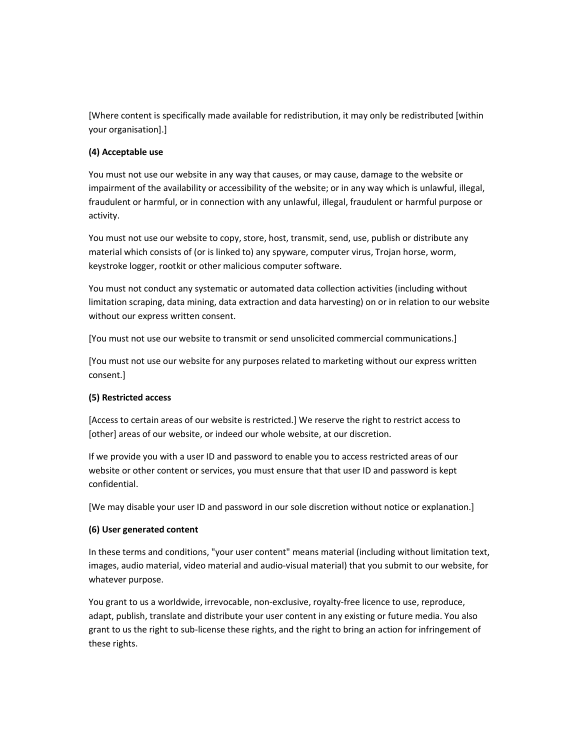[Where content is specifically made available for redistribution, it may only be redistributed [within your organisation].]

**(4) Acceptable use**

You must not use our website in any way that causes, or may cause, damage to the website or impairment of the availability or accessibility of the website; or in any way which is unlawful, illegal, fraudulent or harmful, or in connection with any unlawful, illegal, fraudulent or harmful purpose or activity.

You must not use our website to copy, store, host, transmit, send, use, publish or distribute any material which consists of (or is linked to) any spyware, computer virus, Trojan horse, worm, keystroke logger, rootkit or other malicious computer software.

You must not conduct any systematic or automated data collection activities (including without limitation scraping, data mining, data extraction and data harvesting) on or in relation to our website without our express written consent.

[You must not use our website to transmit or send unsolicited commercial communications.]

[You must not use our website for any purposes related to marketing without our express written consent.]

**(5) Restricted access**

[Access to certain areas of our website is restricted.] We reserve the right to restrict access to [other] areas of our website, or indeed our whole website, at our discretion.

If we provide you with a user ID and password to enable you to access restricted areas of our website or other content or services, you must ensure that that user ID and password is kept confidential.

[We may disable your user ID and password in our sole discretion without notice or explanation.]

**(6) User generated content**

In these terms and conditions, "your user content" means material (including without limitation text, images, audio material, video material and audio-visual material) that you submit to our website, for whatever purpose.

You grant to us a worldwide, irrevocable, non-exclusive, royalty-free licence to use, reproduce, adapt, publish, translate and distribute your user content in any existing or future media. You also grant to us the right to sub-license these rights, and the right to bring an action for infringement of these rights.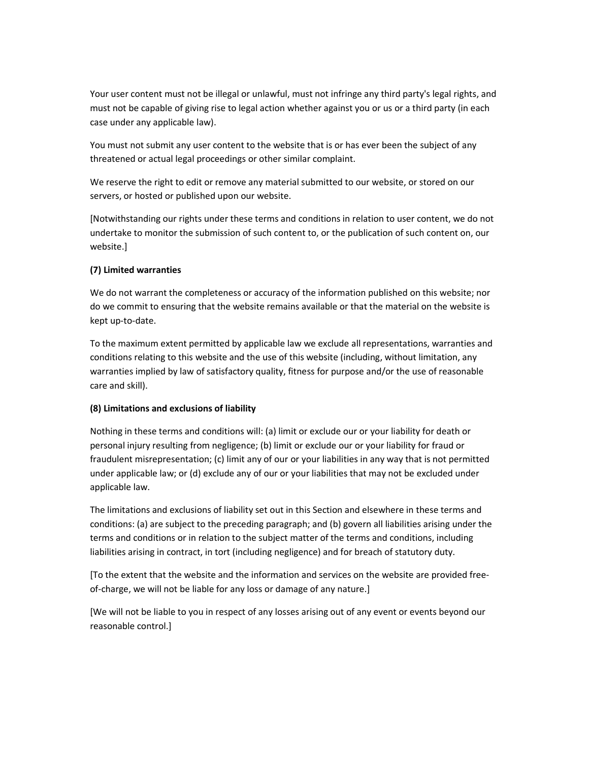Your user content must not be illegal or unlawful, must not infringe any third party's legal rights, and must not be capable of giving rise to legal action whether against you or us or a third party (in each case under any applicable law).

You must not submit any user content to the website that is or has ever been the subject of any threatened or actual legal proceedings or other similar complaint.

We reserve the right to edit or remove any material submitted to our website, or stored on our servers, or hosted or published upon our website.

[Notwithstanding our rights under these terms and conditions in relation to user content, we do not undertake to monitor the submission of such content to, or the publication of such content on, our website.]

**(7) Limited warranties**

We do not warrant the completeness or accuracy of the information published on this website; nor do we commit to ensuring that the website remains available or that the material on the website is kept up-to-date.

To the maximum extent permitted by applicable law we exclude all representations, warranties and conditions relating to this website and the use of this website (including, without limitation, any warranties implied by law of satisfactory quality, fitness for purpose and/or the use of reasonable care and skill).

**(8) Limitations and exclusions of liability**

Nothing in these terms and conditions will: (a) limit or exclude our or your liability for death or personal injury resulting from negligence; (b) limit or exclude our or your liability for fraud or fraudulent misrepresentation; (c) limit any of our or your liabilities in any way that is not permitted under applicable law; or (d) exclude any of our or your liabilities that may not be excluded under applicable law.

The limitations and exclusions of liability set out in this Section and elsewhere in these terms and conditions: (a) are subject to the preceding paragraph; and (b) govern all liabilities arising under the terms and conditions or in relation to the subject matter of the terms and conditions, including liabilities arising in contract, in tort (including negligence) and for breach of statutory duty.

[To the extent that the website and the information and services on the website are provided free-of-charge, we will not be liable for any loss or damage of any nature.]

[We will not be liable to you in respect of any losses arising out of any event or events beyond our reasonable control.]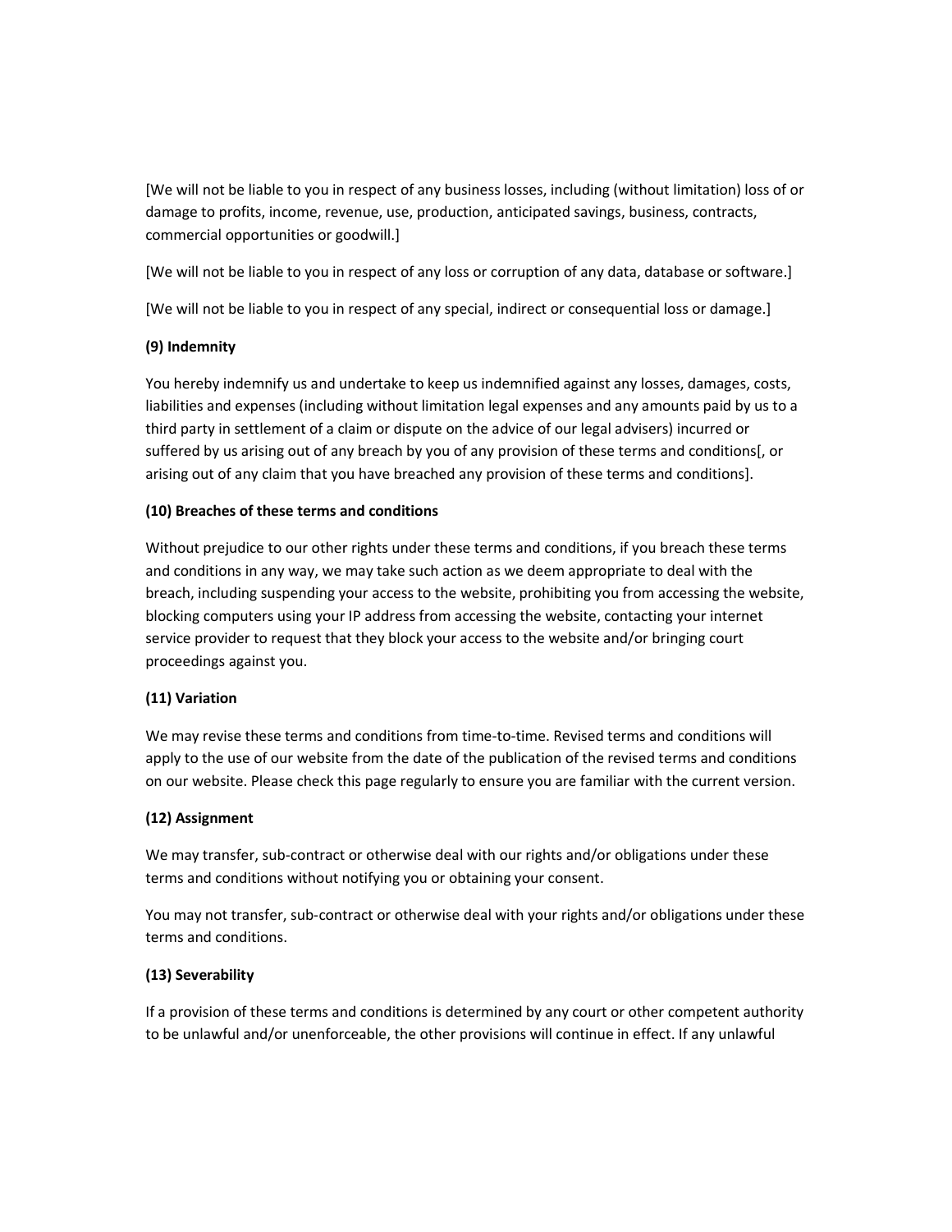[We will not be liable to you in respect of any business losses, including (without limitation) loss of or damage to profits, income, revenue, use, production, anticipated savings, business, contracts, commercial opportunities or goodwill.]

[We will not be liable to you in respect of any loss or corruption of any data, database or software.]

[We will not be liable to you in respect of any special, indirect or consequential loss or damage.]

**(9) Indemnity**

You hereby indemnify us and undertake to keep us indemnified against any losses, damages, costs, liabilities and expenses (including without limitation legal expenses and any amounts paid by us to a third party in settlement of a claim or dispute on the advice of our legal advisers) incurred or suffered by us arising out of any breach by you of any provision of these terms and conditions[, or arising out of any claim that you have breached any provision of these terms and conditions].

**(10) Breaches of these terms and conditions**

Without prejudice to our other rights under these terms and conditions, if you breach these terms and conditions in any way, we may take such action as we deem appropriate to deal with the breach, including suspending your access to the website, prohibiting you from accessing the website, blocking computers using your IP address from accessing the website, contacting your internet service provider to request that they block your access to the website and/or bringing court proceedings against you.

**(11) Variation**

We may revise these terms and conditions from time-to-time. Revised terms and conditions will apply to the use of our website from the date of the publication of the revised terms and conditions on our website. Please check this page regularly to ensure you are familiar with the current version.

**(12) Assignment**

We may transfer, sub-contract or otherwise deal with our rights and/or obligations under these terms and conditions without notifying you or obtaining your consent.

You may not transfer, sub-contract or otherwise deal with your rights and/or obligations under these terms and conditions.

**(13) Severability**

If a provision of these terms and conditions is determined by any court or other competent authority to be unlawful and/or unenforceable, the other provisions will continue in effect. If any unlawful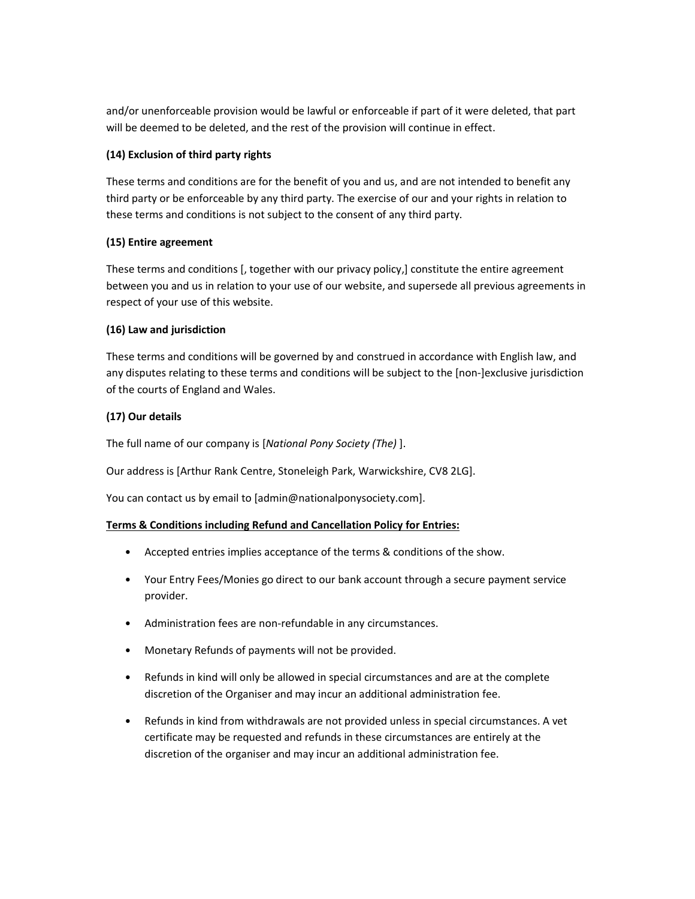and/or unenforceable provision would be lawful or enforceable if part of it were deleted, that part will be deemed to be deleted, and the rest of the provision will continue in effect.

**(14) Exclusion of third party rights**

These terms and conditions are for the benefit of you and us, and are not intended to benefit any third party or be enforceable by any third party. The exercise of our and your rights in relation to these terms and conditions is not subject to the consent of any third party.

**(15) Entire agreement**

These terms and conditions [, together with our privacy policy,] constitute the entire agreement between you and us in relation to your use of our website, and supersede all previous agreements in respect of your use of this website.

**(16) Law and jurisdiction**

These terms and conditions will be governed by and construed in accordance with English law, and any disputes relating to these terms and conditions will be subject to the [non-]exclusive jurisdiction of the courts of England and Wales.

**(17) Our details**

The full name of our company is [*National Pony Society (The)* ].

Our address is [Arthur Rank Centre, Stoneleigh Park, Warwickshire, CV8 2LG].

You can contact us by email to [admin@nationalponysociety.com].

**Terms & Conditions including Refund and Cancellation Policy for Entries:**

- Accepted entries implies acceptance of the terms & conditions of the show.
- Your Entry Fees/Monies go direct to our bank account through a secure payment service provider.
- Administration fees are non-refundable in any circumstances.
- Monetary Refunds of payments will not be provided.
- Refunds in kind will only be allowed in special circumstances and are at the complete discretion of the Organiser and may incur an additional administration fee.
- Refunds in kind from withdrawals are not provided unless in special circumstances. A vet certificate may be requested and refunds in these circumstances are entirely at the discretion of the organiser and may incur an additional administration fee.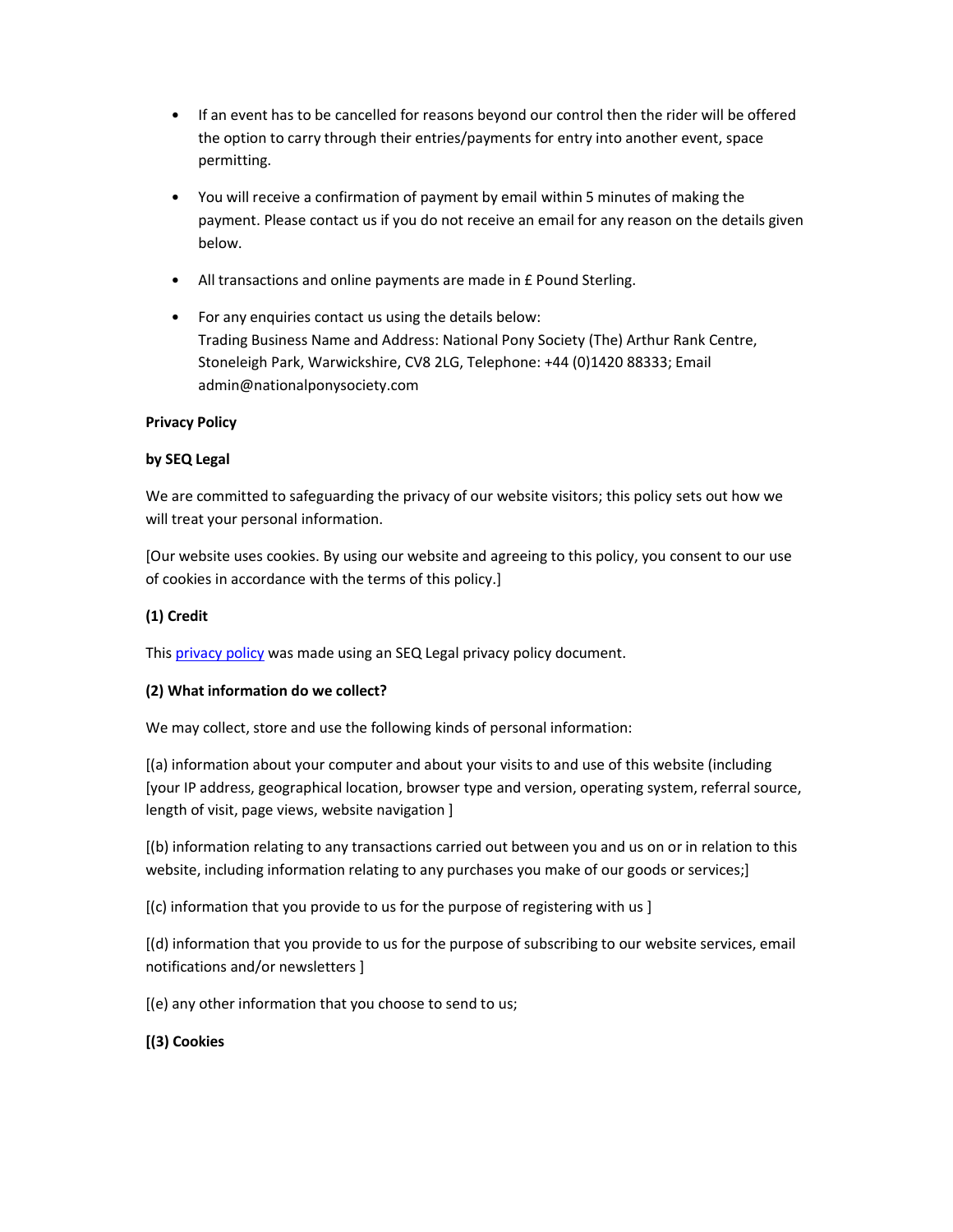- If an event has to be cancelled for reasons beyond our control then the rider will be offered the option to carry through their entries/payments for entry into another event, space permitting.
- You will receive a confirmation of payment by email within 5 minutes of making the payment. Please contact us if you do not receive an email for any reason on the details given below.
- All transactions and online payments are made in £ Pound Sterling.
- For any enquiries contact us using the details below:
  Trading Business Name and Address: National Pony Society (The) Arthur Rank Centre, Stoneleigh Park, Warwickshire, CV8 2LG, Telephone: +44 (0)1420 88333; Email admin@nationalponysociety.com

**Privacy Policy**

**by SEQ Legal**

We are committed to safeguarding the privacy of our website visitors; this policy sets out how we will treat your personal information.

[Our website uses cookies. By using our website and agreeing to this policy, you consent to our use of cookies in accordance with the terms of this policy.]

**(1) Credit**

This [privacy policy]() was made using an SEQ Legal privacy policy document.

**(2) What information do we collect?**

We may collect, store and use the following kinds of personal information:

[(a) information about your computer and about your visits to and use of this website (including [your IP address, geographical location, browser type and version, operating system, referral source, length of visit, page views, website navigation ]

[(b) information relating to any transactions carried out between you and us on or in relation to this website, including information relating to any purchases you make of our goods or services;]

[(c) information that you provide to us for the purpose of registering with us ]

[(d) information that you provide to us for the purpose of subscribing to our website services, email notifications and/or newsletters ]

[(e) any other information that you choose to send to us;

**[(3) Cookies**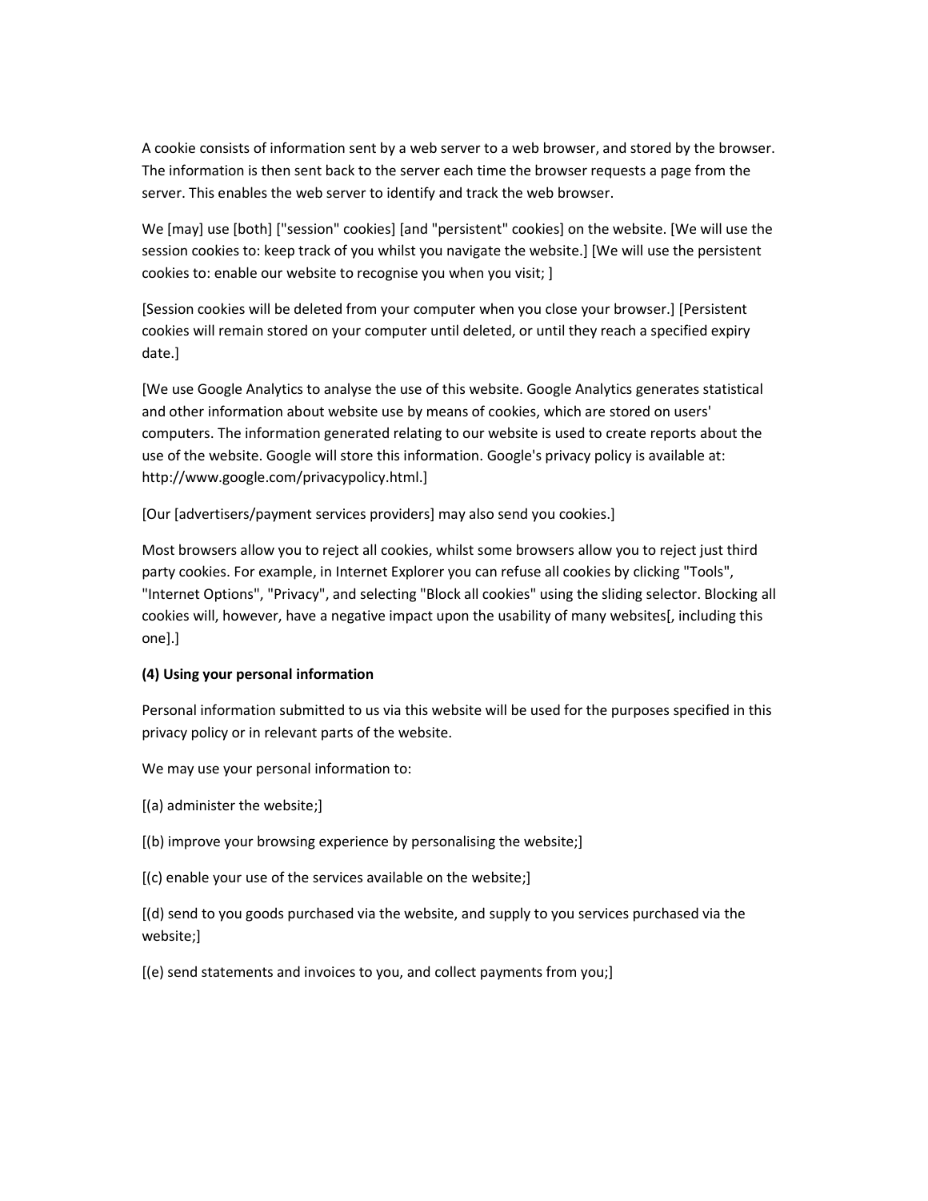A cookie consists of information sent by a web server to a web browser, and stored by the browser. The information is then sent back to the server each time the browser requests a page from the server. This enables the web server to identify and track the web browser.

We [may] use [both] ["session" cookies] [and "persistent" cookies] on the website. [We will use the session cookies to: keep track of you whilst you navigate the website.] [We will use the persistent cookies to: enable our website to recognise you when you visit; ]

[Session cookies will be deleted from your computer when you close your browser.] [Persistent cookies will remain stored on your computer until deleted, or until they reach a specified expiry date.]

[We use Google Analytics to analyse the use of this website. Google Analytics generates statistical and other information about website use by means of cookies, which are stored on users' computers. The information generated relating to our website is used to create reports about the use of the website. Google will store this information. Google's privacy policy is available at: http://www.google.com/privacypolicy.html.]

[Our [advertisers/payment services providers] may also send you cookies.]

Most browsers allow you to reject all cookies, whilst some browsers allow you to reject just third party cookies. For example, in Internet Explorer you can refuse all cookies by clicking "Tools", "Internet Options", "Privacy", and selecting "Block all cookies" using the sliding selector. Blocking all cookies will, however, have a negative impact upon the usability of many websites[, including this one].]

**(4) Using your personal information**

Personal information submitted to us via this website will be used for the purposes specified in this privacy policy or in relevant parts of the website.

We may use your personal information to:

[(a) administer the website;]

[(b) improve your browsing experience by personalising the website;]

[(c) enable your use of the services available on the website;]

[(d) send to you goods purchased via the website, and supply to you services purchased via the website;]

[(e) send statements and invoices to you, and collect payments from you;]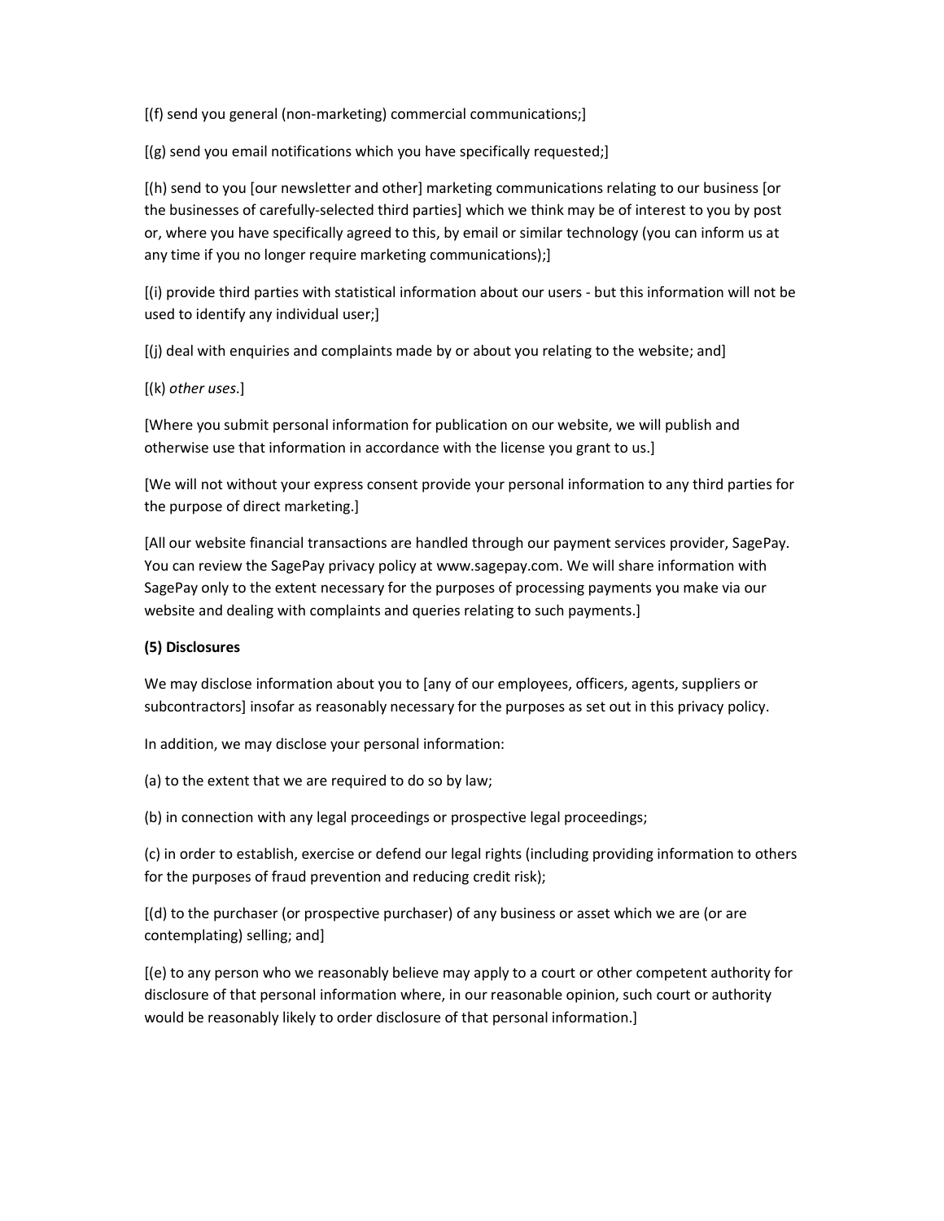[(f) send you general (non-marketing) commercial communications;]

[(g) send you email notifications which you have specifically requested;]

[(h) send to you [our newsletter and other] marketing communications relating to our business [or the businesses of carefully-selected third parties] which we think may be of interest to you by post or, where you have specifically agreed to this, by email or similar technology (you can inform us at any time if you no longer require marketing communications);]

[(i) provide third parties with statistical information about our users - but this information will not be used to identify any individual user;]

[(j) deal with enquiries and complaints made by or about you relating to the website; and]

[(k) *other uses.*]

[Where you submit personal information for publication on our website, we will publish and otherwise use that information in accordance with the license you grant to us.]

[We will not without your express consent provide your personal information to any third parties for the purpose of direct marketing.]

[All our website financial transactions are handled through our payment services provider, SagePay. You can review the SagePay privacy policy at www.sagepay.com. We will share information with SagePay only to the extent necessary for the purposes of processing payments you make via our website and dealing with complaints and queries relating to such payments.]

**(5) Disclosures**

We may disclose information about you to [any of our employees, officers, agents, suppliers or subcontractors] insofar as reasonably necessary for the purposes as set out in this privacy policy.

In addition, we may disclose your personal information:

(a) to the extent that we are required to do so by law;

(b) in connection with any legal proceedings or prospective legal proceedings;

(c) in order to establish, exercise or defend our legal rights (including providing information to others for the purposes of fraud prevention and reducing credit risk);

[(d) to the purchaser (or prospective purchaser) of any business or asset which we are (or are contemplating) selling; and]

[(e) to any person who we reasonably believe may apply to a court or other competent authority for disclosure of that personal information where, in our reasonable opinion, such court or authority would be reasonably likely to order disclosure of that personal information.]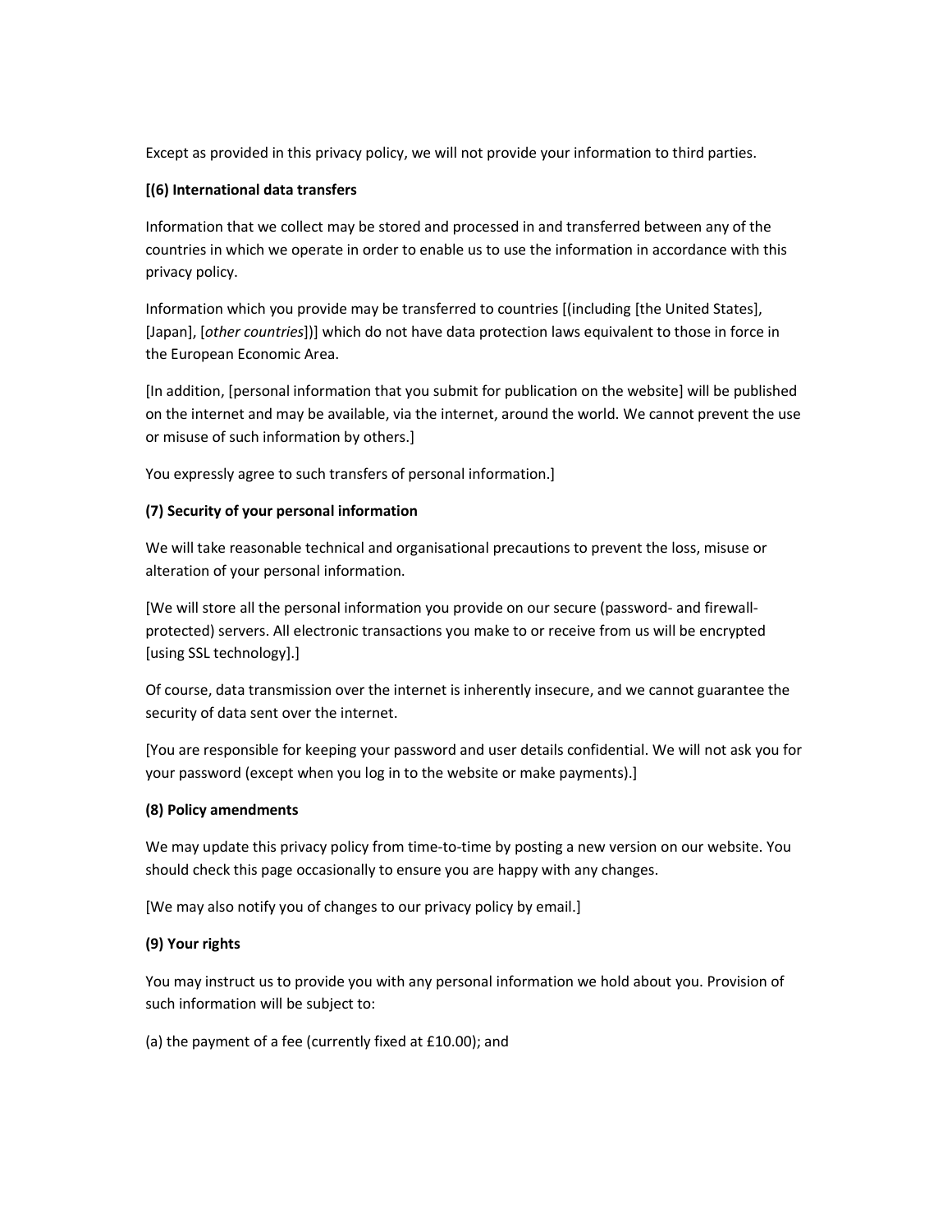Except as provided in this privacy policy, we will not provide your information to third parties.

**[(6) International data transfers**

Information that we collect may be stored and processed in and transferred between any of the countries in which we operate in order to enable us to use the information in accordance with this privacy policy.

Information which you provide may be transferred to countries [(including [the United States], [Japan], [*other countries*])] which do not have data protection laws equivalent to those in force in the European Economic Area.

[In addition, [personal information that you submit for publication on the website] will be published on the internet and may be available, via the internet, around the world. We cannot prevent the use or misuse of such information by others.]

You expressly agree to such transfers of personal information.]

**(7) Security of your personal information**

We will take reasonable technical and organisational precautions to prevent the loss, misuse or alteration of your personal information.

[We will store all the personal information you provide on our secure (password- and firewall-protected) servers. All electronic transactions you make to or receive from us will be encrypted [using SSL technology].]

Of course, data transmission over the internet is inherently insecure, and we cannot guarantee the security of data sent over the internet.

[You are responsible for keeping your password and user details confidential. We will not ask you for your password (except when you log in to the website or make payments).]

**(8) Policy amendments**

We may update this privacy policy from time-to-time by posting a new version on our website. You should check this page occasionally to ensure you are happy with any changes.

[We may also notify you of changes to our privacy policy by email.]

**(9) Your rights**

You may instruct us to provide you with any personal information we hold about you. Provision of such information will be subject to:

(a) the payment of a fee (currently fixed at £10.00); and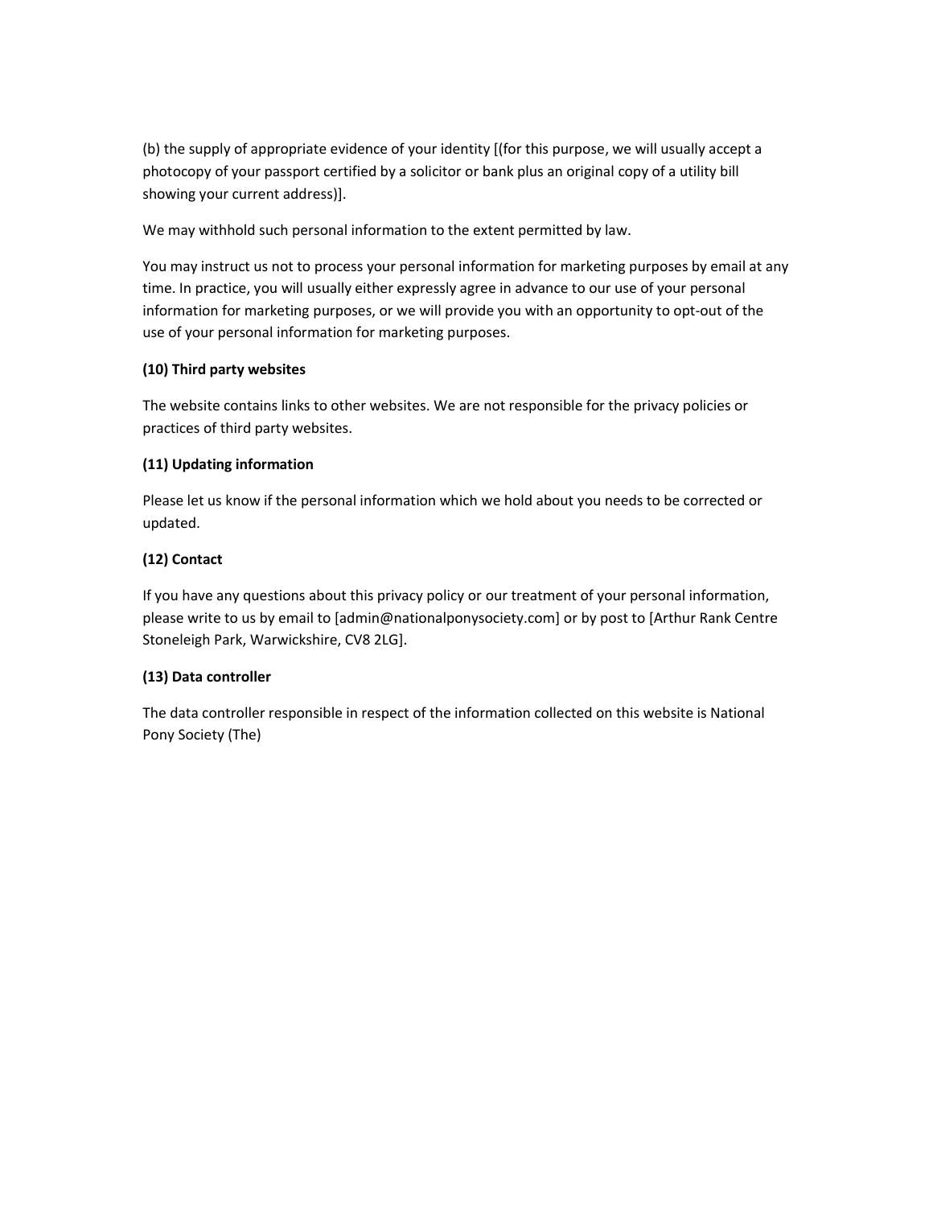(b) the supply of appropriate evidence of your identity [(for this purpose, we will usually accept a photocopy of your passport certified by a solicitor or bank plus an original copy of a utility bill showing your current address)].

We may withhold such personal information to the extent permitted by law.

You may instruct us not to process your personal information for marketing purposes by email at any time. In practice, you will usually either expressly agree in advance to our use of your personal information for marketing purposes, or we will provide you with an opportunity to opt-out of the use of your personal information for marketing purposes.

**(10) Third party websites**

The website contains links to other websites. We are not responsible for the privacy policies or practices of third party websites.

**(11) Updating information**

Please let us know if the personal information which we hold about you needs to be corrected or updated.

**(12) Contact**

If you have any questions about this privacy policy or our treatment of your personal information, please write to us by email to [admin@nationalponysociety.com] or by post to [Arthur Rank Centre Stoneleigh Park, Warwickshire, CV8 2LG].

**(13) Data controller**

The data controller responsible in respect of the information collected on this website is National Pony Society (The)